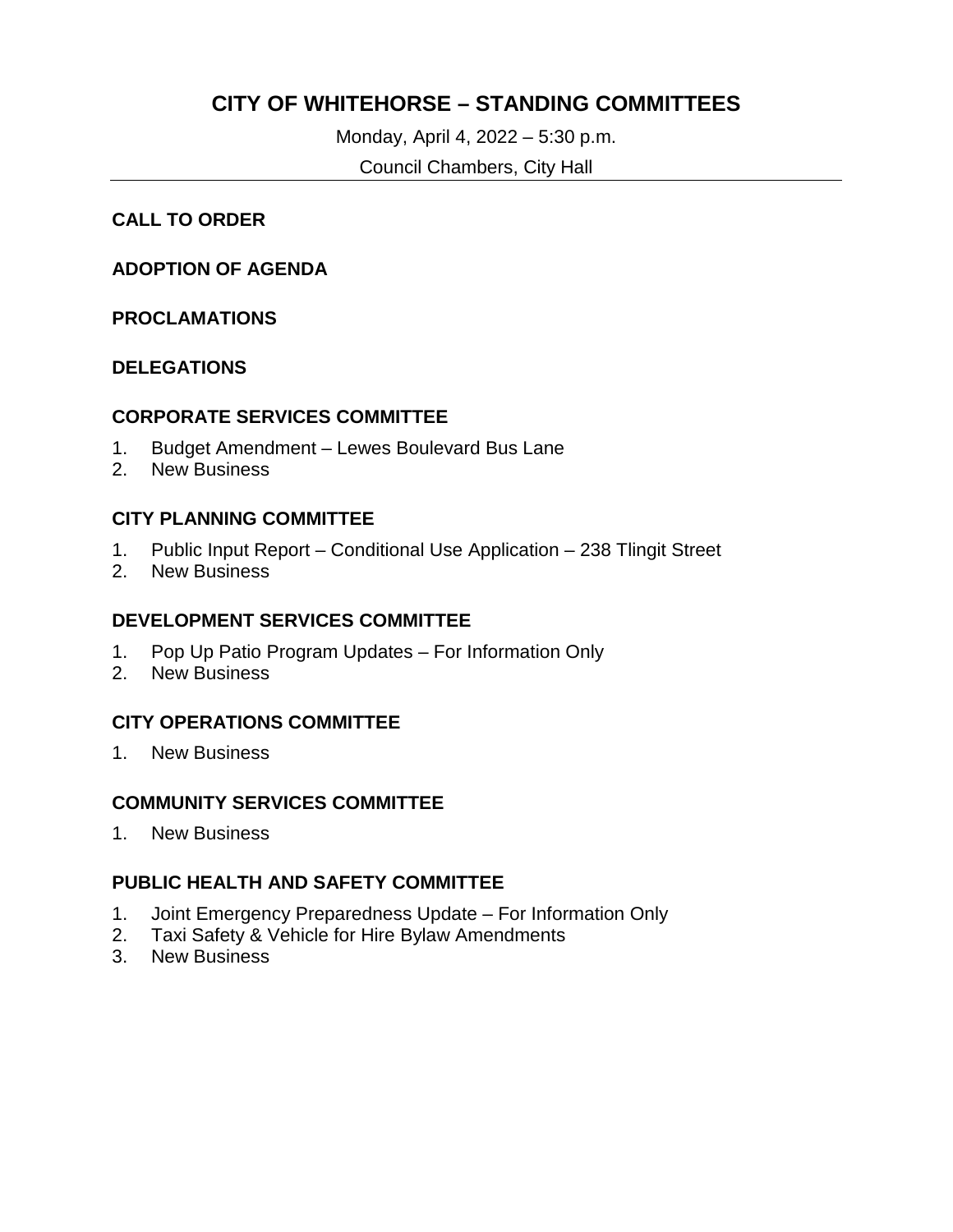# CITY OF WHITEHORSE – STANDING COMMITTEES

Monday, April 4, 2022 – 5:30 p.m.

Council Chambers, City Hall

---

## CALL TO ORDER

## ADOPTION OF AGENDA

## PROCLAMATIONS

## DELEGATIONS

## CORPORATE SERVICES COMMITTEE

1. Budget Amendment – Lewes Boulevard Bus Lane
2. New Business

## CITY PLANNING COMMITTEE

1. Public Input Report – Conditional Use Application – 238 Tlingit Street
2. New Business

## DEVELOPMENT SERVICES COMMITTEE

1. Pop Up Patio Program Updates – For Information Only
2. New Business

## CITY OPERATIONS COMMITTEE

1. New Business

## COMMUNITY SERVICES COMMITTEE

1. New Business

## PUBLIC HEALTH AND SAFETY COMMITTEE

1. Joint Emergency Preparedness Update – For Information Only
2. Taxi Safety & Vehicle for Hire Bylaw Amendments
3. New Business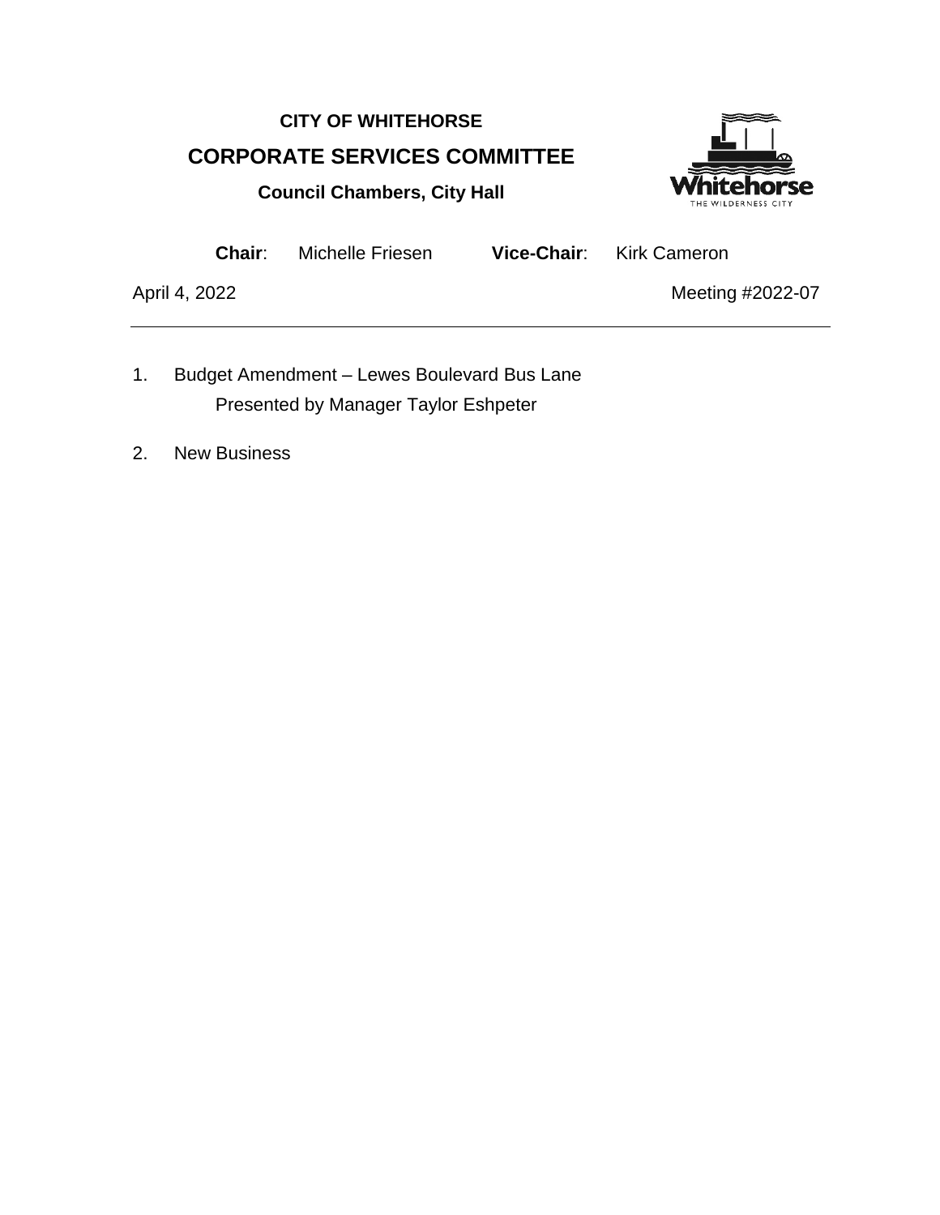**CITY OF WHITEHORSE**

# CORPORATE SERVICES COMMITTEE

**Council Chambers, City Hall**

**Chair**: Michelle Friesen **Vice-Chair**: Kirk Cameron

April 4, 2022 Meeting #2022-07

---

1. Budget Amendment – Lewes Boulevard Bus Lane
   Presented by Manager Taylor Eshpeter

2. New Business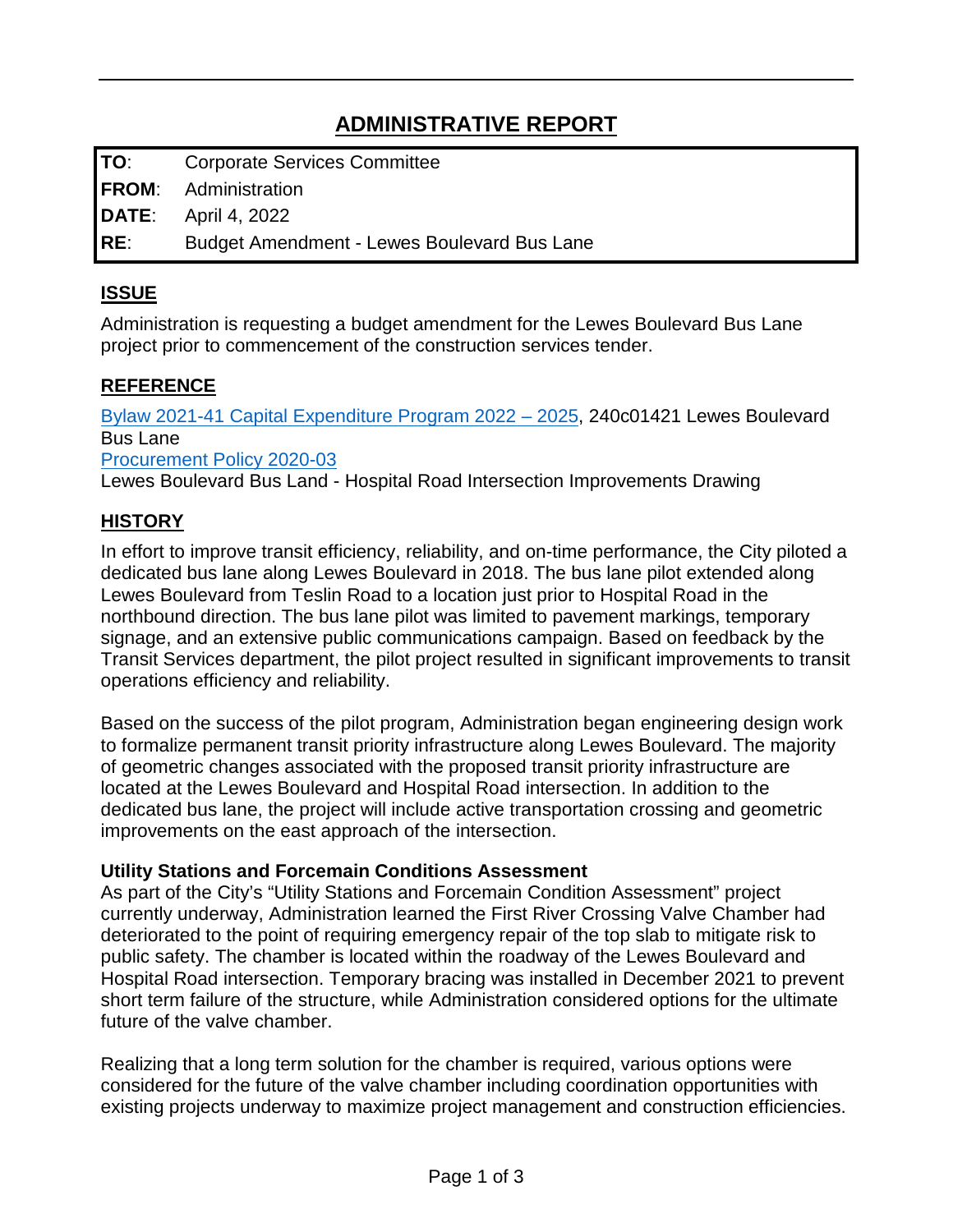# ADMINISTRATIVE REPORT

| | |
|---|---|
| **TO**: | Corporate Services Committee |
| **FROM**: | Administration |
| **DATE**: | April 4, 2022 |
| **RE**: | Budget Amendment - Lewes Boulevard Bus Lane |

## ISSUE

Administration is requesting a budget amendment for the Lewes Boulevard Bus Lane project prior to commencement of the construction services tender.

## REFERENCE

Bylaw 2021-41 Capital Expenditure Program 2022 – 2025, 240c01421 Lewes Boulevard Bus Lane
Procurement Policy 2020-03
Lewes Boulevard Bus Land - Hospital Road Intersection Improvements Drawing

## HISTORY

In effort to improve transit efficiency, reliability, and on-time performance, the City piloted a dedicated bus lane along Lewes Boulevard in 2018. The bus lane pilot extended along Lewes Boulevard from Teslin Road to a location just prior to Hospital Road in the northbound direction. The bus lane pilot was limited to pavement markings, temporary signage, and an extensive public communications campaign. Based on feedback by the Transit Services department, the pilot project resulted in significant improvements to transit operations efficiency and reliability.

Based on the success of the pilot program, Administration began engineering design work to formalize permanent transit priority infrastructure along Lewes Boulevard. The majority of geometric changes associated with the proposed transit priority infrastructure are located at the Lewes Boulevard and Hospital Road intersection. In addition to the dedicated bus lane, the project will include active transportation crossing and geometric improvements on the east approach of the intersection.

### Utility Stations and Forcemain Conditions Assessment

As part of the City's "Utility Stations and Forcemain Condition Assessment" project currently underway, Administration learned the First River Crossing Valve Chamber had deteriorated to the point of requiring emergency repair of the top slab to mitigate risk to public safety. The chamber is located within the roadway of the Lewes Boulevard and Hospital Road intersection. Temporary bracing was installed in December 2021 to prevent short term failure of the structure, while Administration considered options for the ultimate future of the valve chamber.

Realizing that a long term solution for the chamber is required, various options were considered for the future of the valve chamber including coordination opportunities with existing projects underway to maximize project management and construction efficiencies.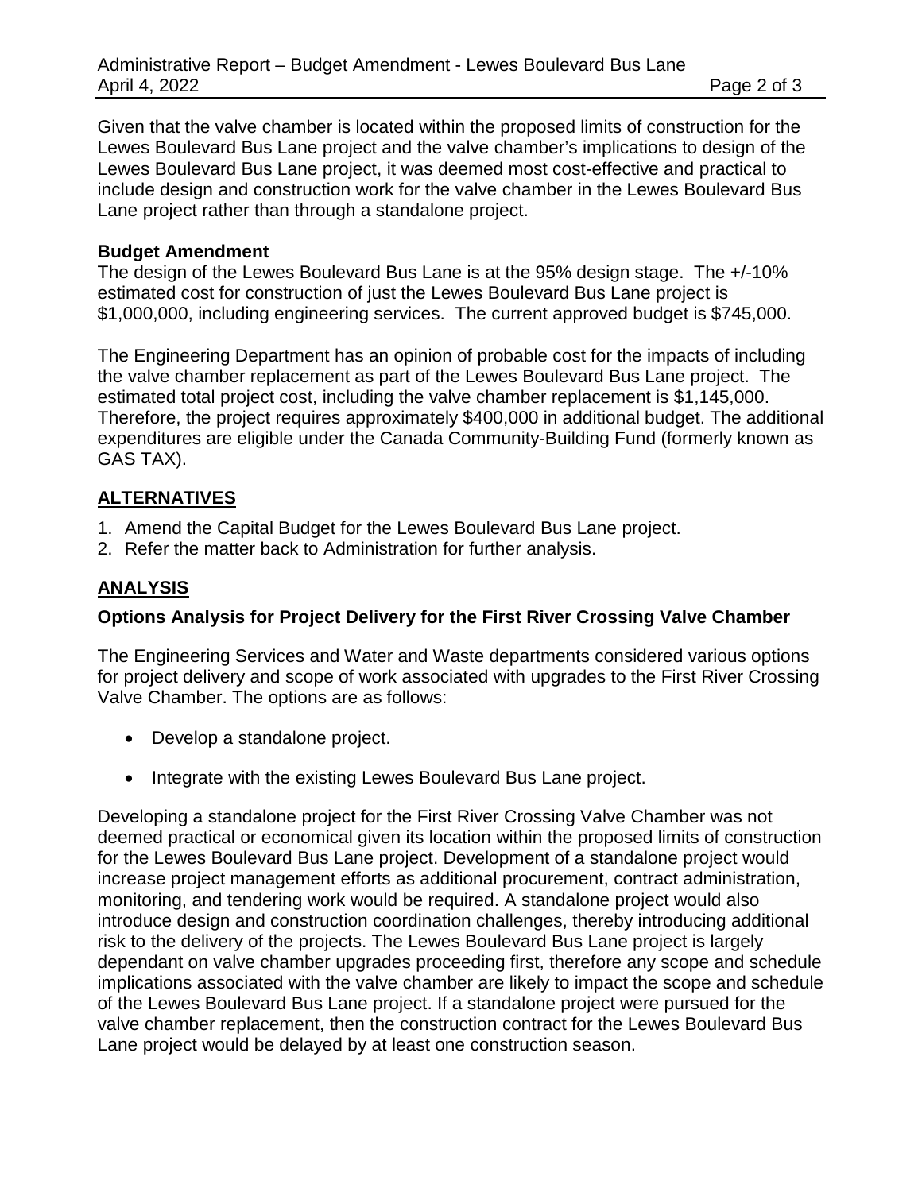Given that the valve chamber is located within the proposed limits of construction for the Lewes Boulevard Bus Lane project and the valve chamber's implications to design of the Lewes Boulevard Bus Lane project, it was deemed most cost-effective and practical to include design and construction work for the valve chamber in the Lewes Boulevard Bus Lane project rather than through a standalone project.

**Budget Amendment**

The design of the Lewes Boulevard Bus Lane is at the 95% design stage. The +/-10% estimated cost for construction of just the Lewes Boulevard Bus Lane project is $1,000,000, including engineering services. The current approved budget is $745,000.

The Engineering Department has an opinion of probable cost for the impacts of including the valve chamber replacement as part of the Lewes Boulevard Bus Lane project. The estimated total project cost, including the valve chamber replacement is $1,145,000. Therefore, the project requires approximately $400,000 in additional budget. The additional expenditures are eligible under the Canada Community-Building Fund (formerly known as GAS TAX).

## ALTERNATIVES

1. Amend the Capital Budget for the Lewes Boulevard Bus Lane project.
2. Refer the matter back to Administration for further analysis.

## ANALYSIS

### Options Analysis for Project Delivery for the First River Crossing Valve Chamber

The Engineering Services and Water and Waste departments considered various options for project delivery and scope of work associated with upgrades to the First River Crossing Valve Chamber. The options are as follows:

- Develop a standalone project.
- Integrate with the existing Lewes Boulevard Bus Lane project.

Developing a standalone project for the First River Crossing Valve Chamber was not deemed practical or economical given its location within the proposed limits of construction for the Lewes Boulevard Bus Lane project. Development of a standalone project would increase project management efforts as additional procurement, contract administration, monitoring, and tendering work would be required. A standalone project would also introduce design and construction coordination challenges, thereby introducing additional risk to the delivery of the projects. The Lewes Boulevard Bus Lane project is largely dependant on valve chamber upgrades proceeding first, therefore any scope and schedule implications associated with the valve chamber are likely to impact the scope and schedule of the Lewes Boulevard Bus Lane project. If a standalone project were pursued for the valve chamber replacement, then the construction contract for the Lewes Boulevard Bus Lane project would be delayed by at least one construction season.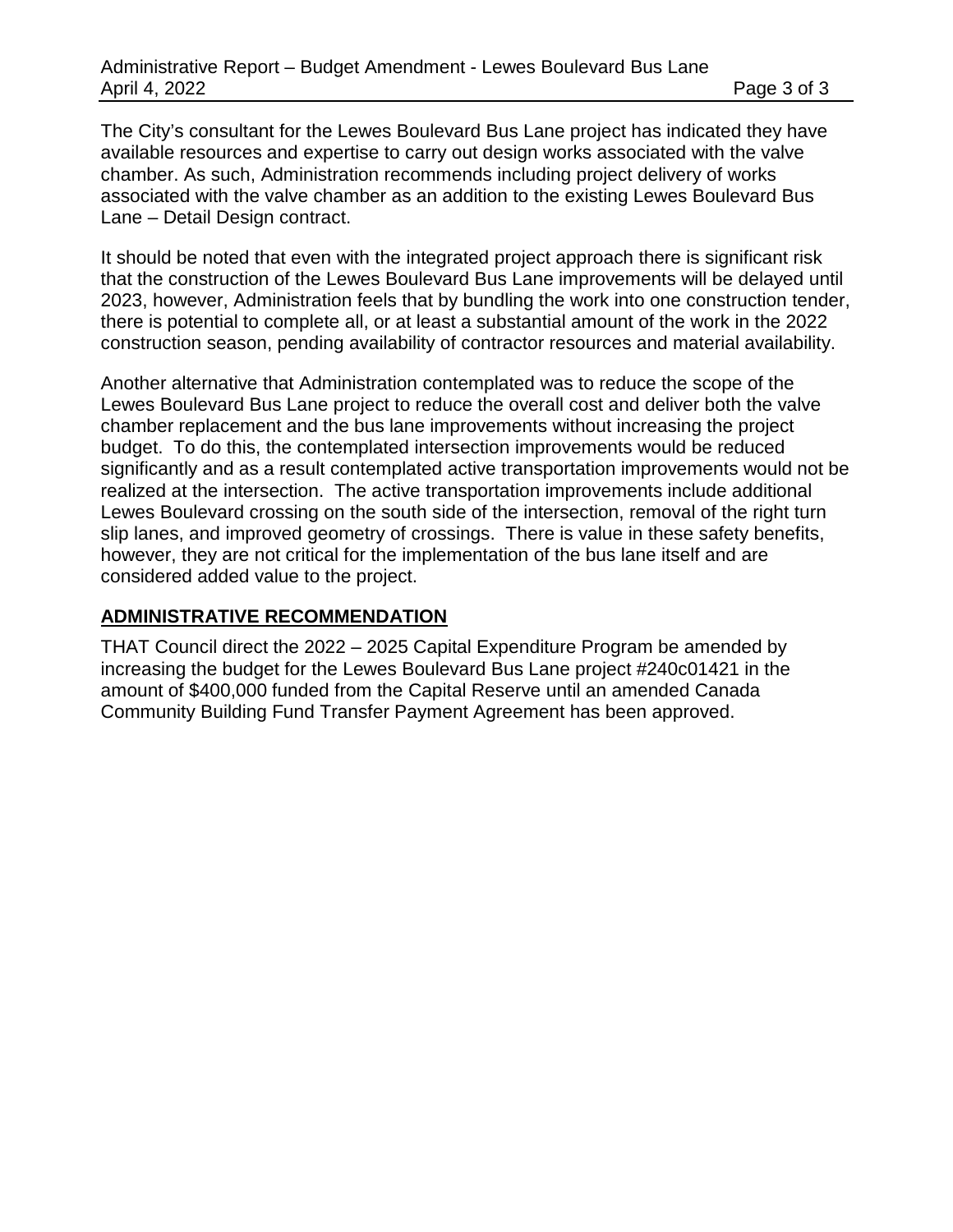The City's consultant for the Lewes Boulevard Bus Lane project has indicated they have available resources and expertise to carry out design works associated with the valve chamber. As such, Administration recommends including project delivery of works associated with the valve chamber as an addition to the existing Lewes Boulevard Bus Lane – Detail Design contract.

It should be noted that even with the integrated project approach there is significant risk that the construction of the Lewes Boulevard Bus Lane improvements will be delayed until 2023, however, Administration feels that by bundling the work into one construction tender, there is potential to complete all, or at least a substantial amount of the work in the 2022 construction season, pending availability of contractor resources and material availability.

Another alternative that Administration contemplated was to reduce the scope of the Lewes Boulevard Bus Lane project to reduce the overall cost and deliver both the valve chamber replacement and the bus lane improvements without increasing the project budget. To do this, the contemplated intersection improvements would be reduced significantly and as a result contemplated active transportation improvements would not be realized at the intersection. The active transportation improvements include additional Lewes Boulevard crossing on the south side of the intersection, removal of the right turn slip lanes, and improved geometry of crossings. There is value in these safety benefits, however, they are not critical for the implementation of the bus lane itself and are considered added value to the project.

## **ADMINISTRATIVE RECOMMENDATION**

THAT Council direct the 2022 – 2025 Capital Expenditure Program be amended by increasing the budget for the Lewes Boulevard Bus Lane project #240c01421 in the amount of $400,000 funded from the Capital Reserve until an amended Canada Community Building Fund Transfer Payment Agreement has been approved.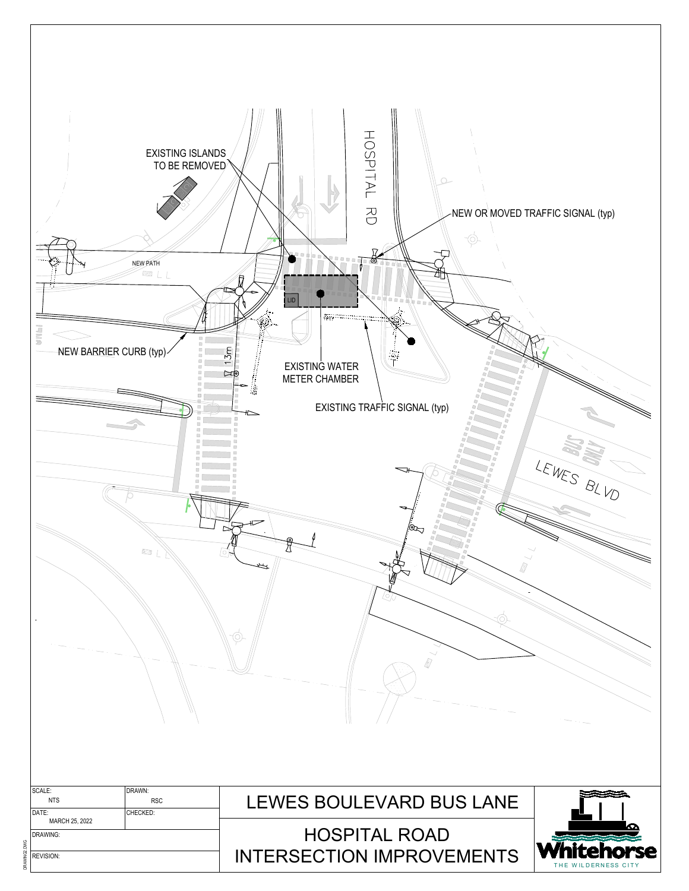EXISTING ISLANDS TO BE REMOVED

HOSPITAL RD

NEW OR MOVED TRAFFIC SIGNAL (typ)

NEW PATH

LID

NEW BARRIER CURB (typ)

13m

EXISTING WATER METER CHAMBER

EXISTING TRAFFIC SIGNAL (typ)

BUS ONLY

LEWES BLVD

| SCALE: NTS | DRAWN: RSC | LEWES BOULEVARD BUS LANE |
|---|---|---|
| DATE: MARCH 25, 2022 | CHECKED: | HOSPITAL ROAD INTERSECTION IMPROVEMENTS |
| DRAWING: | | |
| REVISION: | | |

Whitehorse
THE WILDERNESS CITY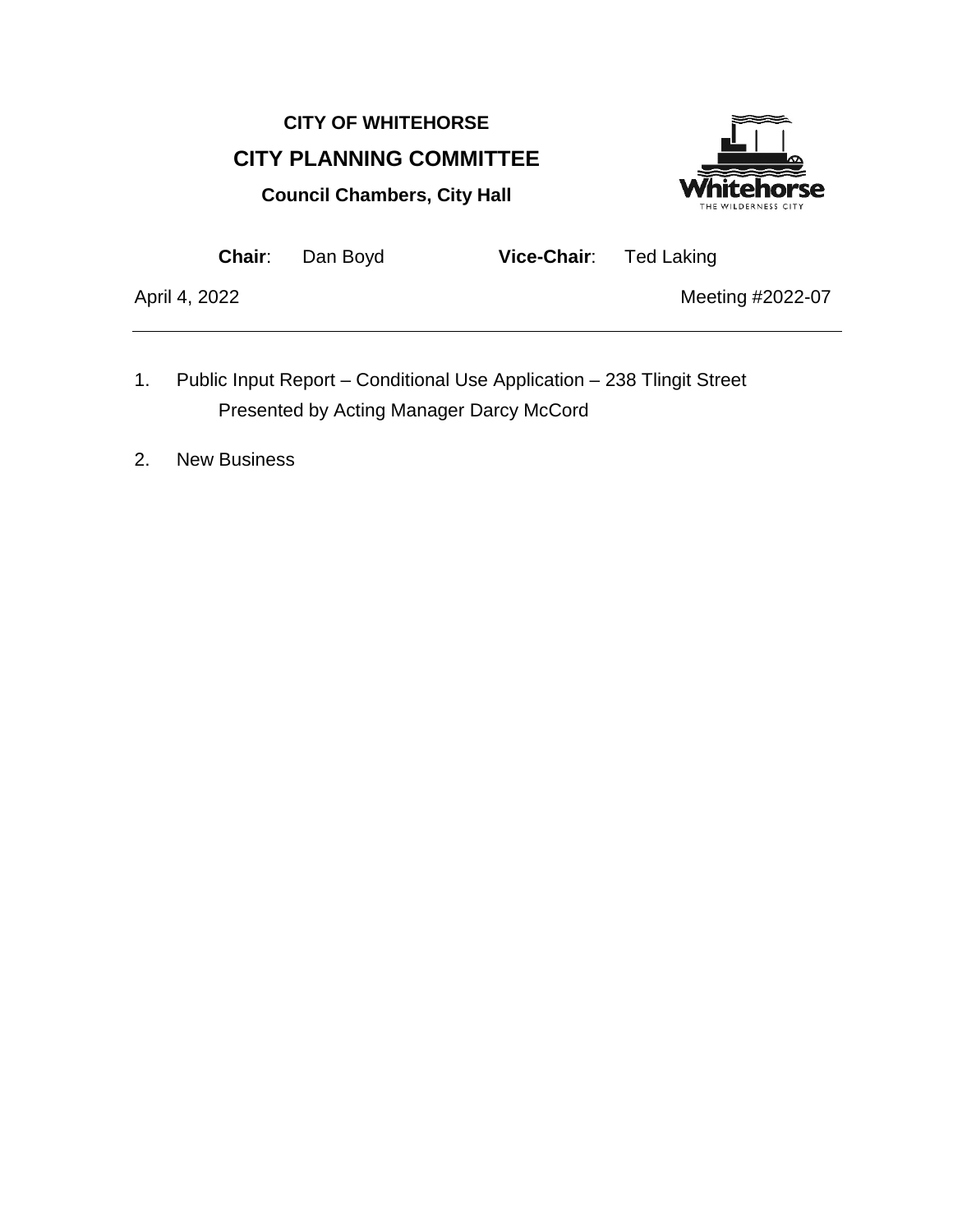**CITY OF WHITEHORSE**

# CITY PLANNING COMMITTEE

**Council Chambers, City Hall**

**Chair**: Dan Boyd **Vice-Chair**: Ted Laking

April 4, 2022 Meeting #2022-07

---

1. Public Input Report – Conditional Use Application – 238 Tlingit Street
   Presented by Acting Manager Darcy McCord

2. New Business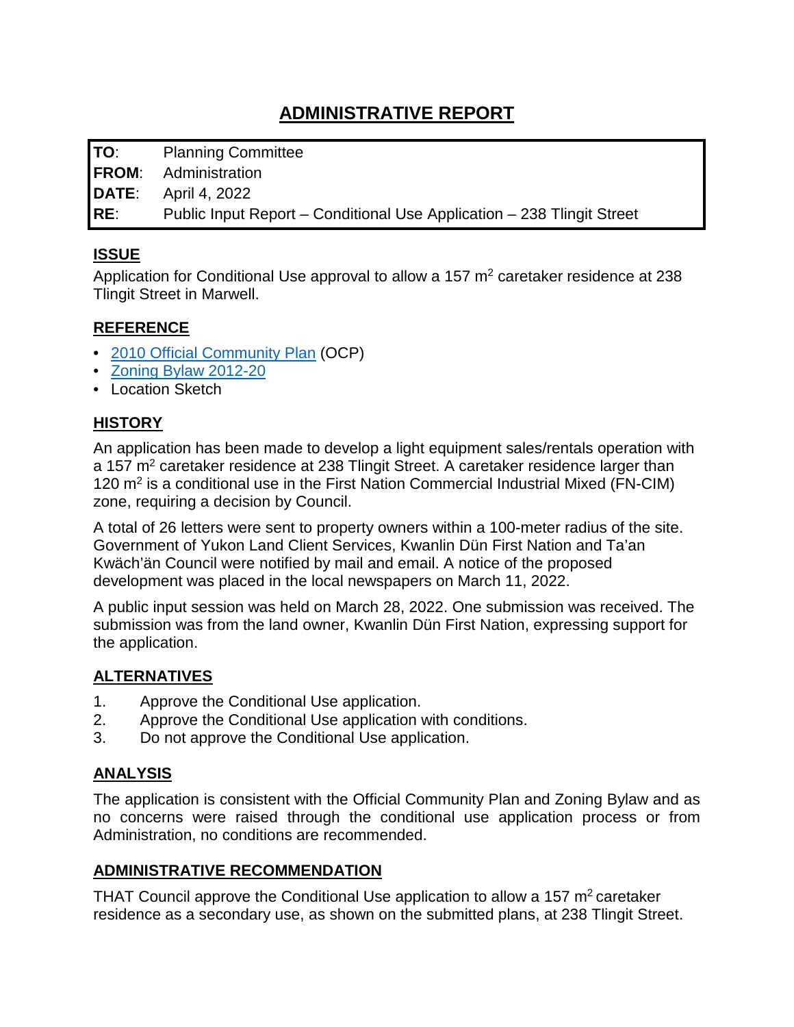# ADMINISTRATIVE REPORT

| | |
|---|---|
| **TO**: | Planning Committee |
| **FROM**: | Administration |
| **DATE**: | April 4, 2022 |
| **RE**: | Public Input Report – Conditional Use Application – 238 Tlingit Street |

## ISSUE

Application for Conditional Use approval to allow a 157 $m^2$ caretaker residence at 238 Tlingit Street in Marwell.

## REFERENCE

- 2010 Official Community Plan (OCP)
- Zoning Bylaw 2012-20
- Location Sketch

## HISTORY

An application has been made to develop a light equipment sales/rentals operation with a 157 $m^2$ caretaker residence at 238 Tlingit Street. A caretaker residence larger than 120 $m^2$ is a conditional use in the First Nation Commercial Industrial Mixed (FN-CIM) zone, requiring a decision by Council.

A total of 26 letters were sent to property owners within a 100-meter radius of the site. Government of Yukon Land Client Services, Kwanlin Dün First Nation and Ta'an Kwäch'än Council were notified by mail and email. A notice of the proposed development was placed in the local newspapers on March 11, 2022.

A public input session was held on March 28, 2022. One submission was received. The submission was from the land owner, Kwanlin Dün First Nation, expressing support for the application.

## ALTERNATIVES

1. Approve the Conditional Use application.
2. Approve the Conditional Use application with conditions.
3. Do not approve the Conditional Use application.

## ANALYSIS

The application is consistent with the Official Community Plan and Zoning Bylaw and as no concerns were raised through the conditional use application process or from Administration, no conditions are recommended.

## ADMINISTRATIVE RECOMMENDATION

THAT Council approve the Conditional Use application to allow a 157 $m^2$ caretaker residence as a secondary use, as shown on the submitted plans, at 238 Tlingit Street.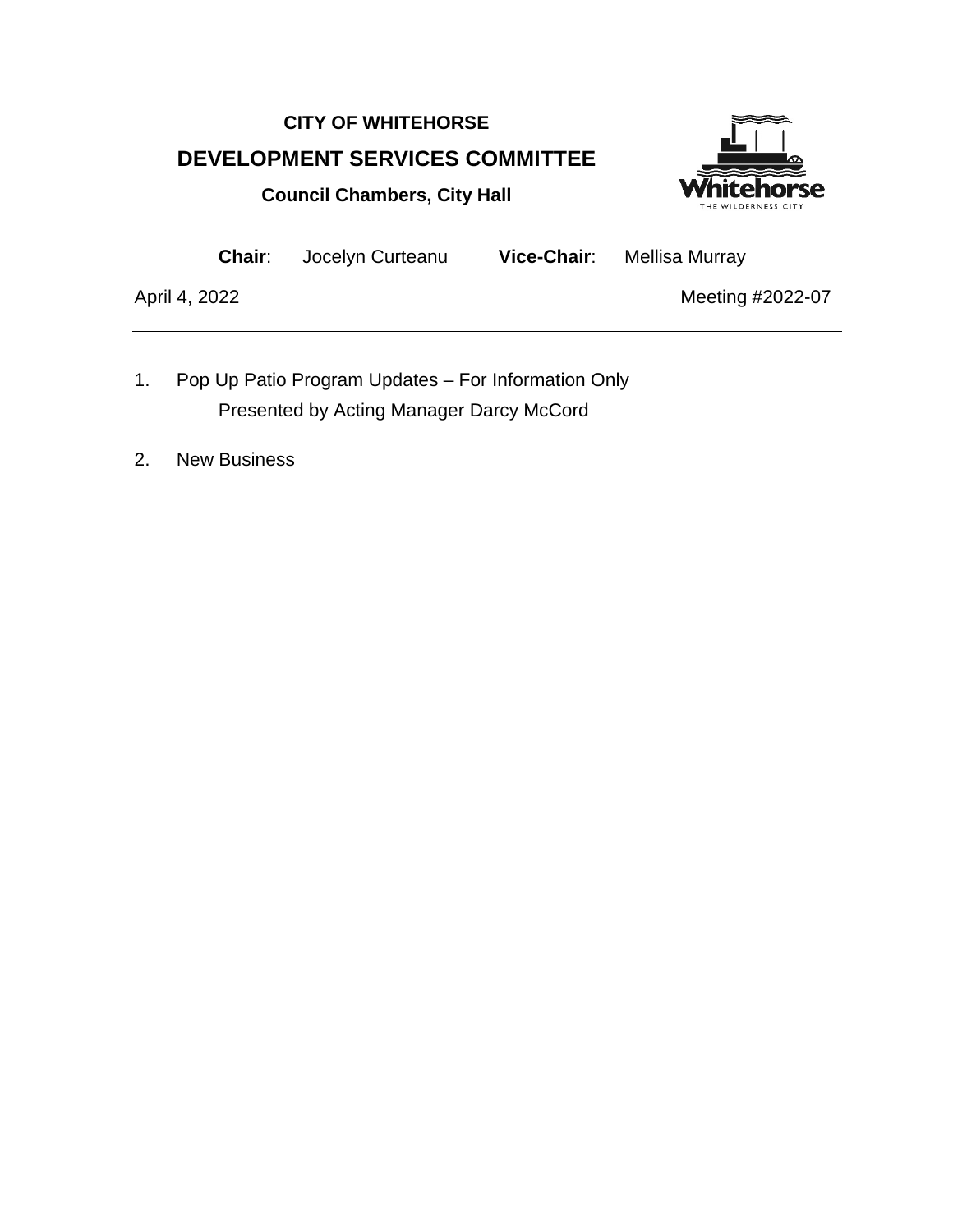**CITY OF WHITEHORSE**

## DEVELOPMENT SERVICES COMMITTEE

**Council Chambers, City Hall**

**Chair**: Jocelyn Curteanu **Vice-Chair**: Mellisa Murray

April 4, 2022 Meeting #2022-07

---

1. Pop Up Patio Program Updates – For Information Only
   Presented by Acting Manager Darcy McCord

2. New Business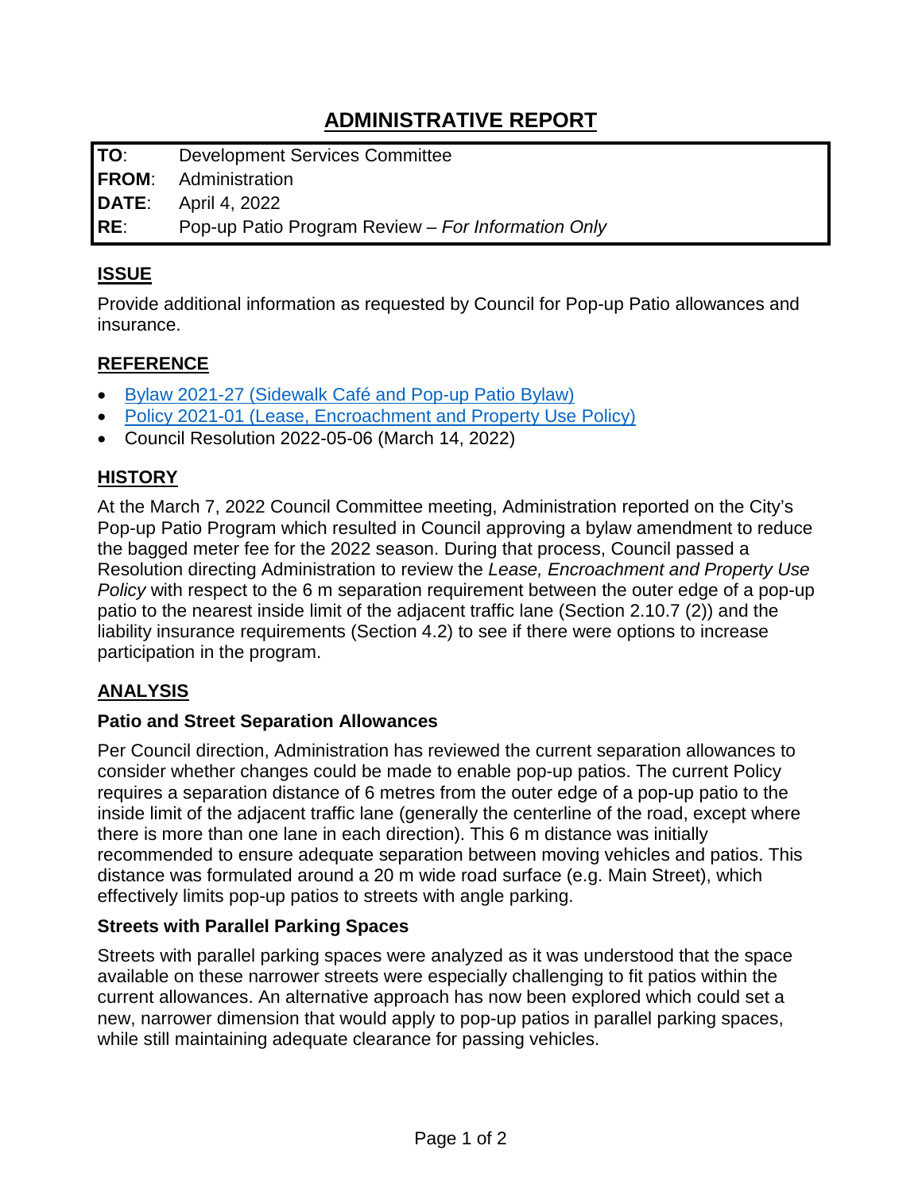# ADMINISTRATIVE REPORT

| | |
|---|---|
| **TO**: | Development Services Committee |
| **FROM**: | Administration |
| **DATE**: | April 4, 2022 |
| **RE**: | Pop-up Patio Program Review – *For Information Only* |

## ISSUE

Provide additional information as requested by Council for Pop-up Patio allowances and insurance.

## REFERENCE

- Bylaw 2021-27 (Sidewalk Café and Pop-up Patio Bylaw)
- Policy 2021-01 (Lease, Encroachment and Property Use Policy)
- Council Resolution 2022-05-06 (March 14, 2022)

## HISTORY

At the March 7, 2022 Council Committee meeting, Administration reported on the City's Pop-up Patio Program which resulted in Council approving a bylaw amendment to reduce the bagged meter fee for the 2022 season. During that process, Council passed a Resolution directing Administration to review the *Lease, Encroachment and Property Use Policy* with respect to the 6 m separation requirement between the outer edge of a pop-up patio to the nearest inside limit of the adjacent traffic lane (Section 2.10.7 (2)) and the liability insurance requirements (Section 4.2) to see if there were options to increase participation in the program.

## ANALYSIS

### Patio and Street Separation Allowances

Per Council direction, Administration has reviewed the current separation allowances to consider whether changes could be made to enable pop-up patios. The current Policy requires a separation distance of 6 metres from the outer edge of a pop-up patio to the inside limit of the adjacent traffic lane (generally the centerline of the road, except where there is more than one lane in each direction). This 6 m distance was initially recommended to ensure adequate separation between moving vehicles and patios. This distance was formulated around a 20 m wide road surface (e.g. Main Street), which effectively limits pop-up patios to streets with angle parking.

### Streets with Parallel Parking Spaces

Streets with parallel parking spaces were analyzed as it was understood that the space available on these narrower streets were especially challenging to fit patios within the current allowances. An alternative approach has now been explored which could set a new, narrower dimension that would apply to pop-up patios in parallel parking spaces, while still maintaining adequate clearance for passing vehicles.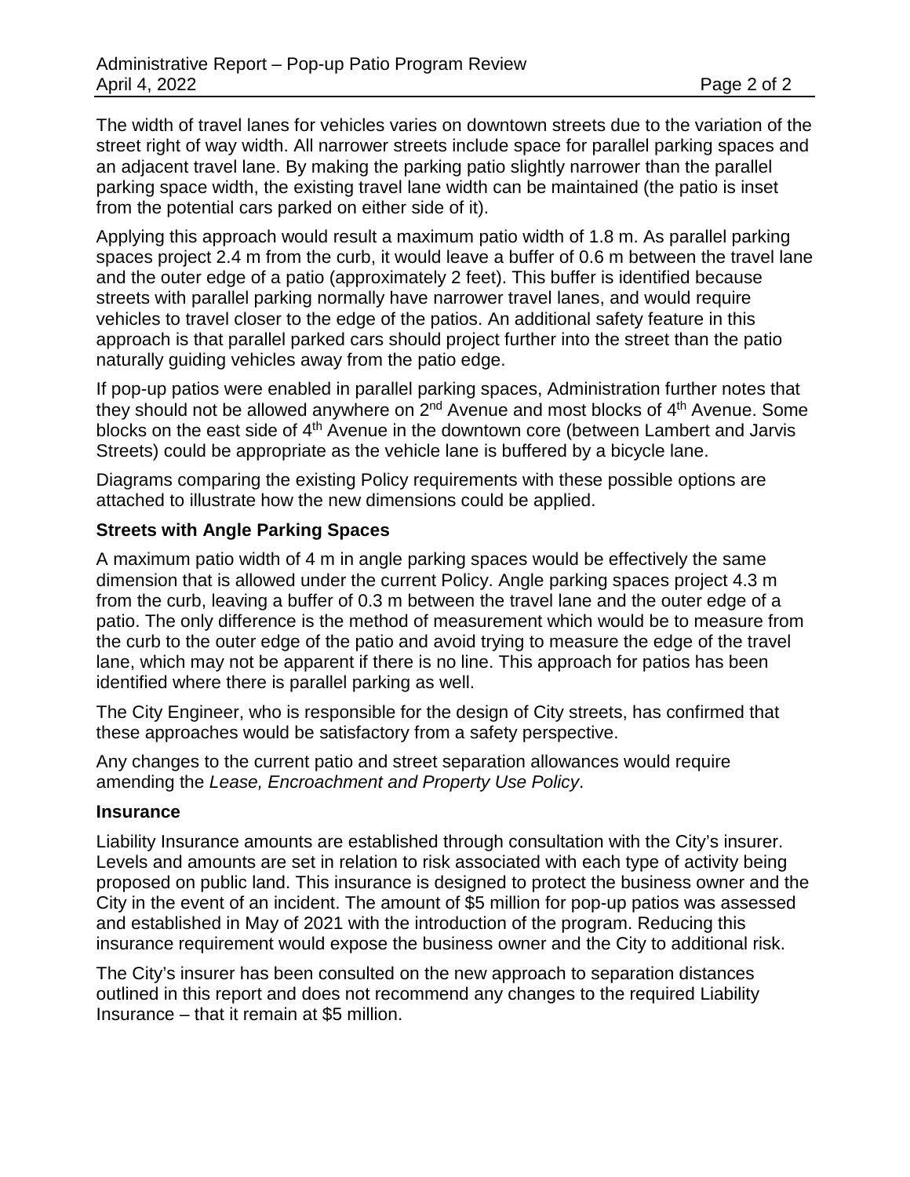The width of travel lanes for vehicles varies on downtown streets due to the variation of the street right of way width. All narrower streets include space for parallel parking spaces and an adjacent travel lane. By making the parking patio slightly narrower than the parallel parking space width, the existing travel lane width can be maintained (the patio is inset from the potential cars parked on either side of it).

Applying this approach would result a maximum patio width of 1.8 m. As parallel parking spaces project 2.4 m from the curb, it would leave a buffer of 0.6 m between the travel lane and the outer edge of a patio (approximately 2 feet). This buffer is identified because streets with parallel parking normally have narrower travel lanes, and would require vehicles to travel closer to the edge of the patios. An additional safety feature in this approach is that parallel parked cars should project further into the street than the patio naturally guiding vehicles away from the patio edge.

If pop-up patios were enabled in parallel parking spaces, Administration further notes that they should not be allowed anywhere on 2nd Avenue and most blocks of 4th Avenue. Some blocks on the east side of 4th Avenue in the downtown core (between Lambert and Jarvis Streets) could be appropriate as the vehicle lane is buffered by a bicycle lane.

Diagrams comparing the existing Policy requirements with these possible options are attached to illustrate how the new dimensions could be applied.

**Streets with Angle Parking Spaces**

A maximum patio width of 4 m in angle parking spaces would be effectively the same dimension that is allowed under the current Policy. Angle parking spaces project 4.3 m from the curb, leaving a buffer of 0.3 m between the travel lane and the outer edge of a patio. The only difference is the method of measurement which would be to measure from the curb to the outer edge of the patio and avoid trying to measure the edge of the travel lane, which may not be apparent if there is no line. This approach for patios has been identified where there is parallel parking as well.

The City Engineer, who is responsible for the design of City streets, has confirmed that these approaches would be satisfactory from a safety perspective.

Any changes to the current patio and street separation allowances would require amending the *Lease, Encroachment and Property Use Policy*.

**Insurance**

Liability Insurance amounts are established through consultation with the City's insurer. Levels and amounts are set in relation to risk associated with each type of activity being proposed on public land. This insurance is designed to protect the business owner and the City in the event of an incident. The amount of $5 million for pop-up patios was assessed and established in May of 2021 with the introduction of the program. Reducing this insurance requirement would expose the business owner and the City to additional risk.

The City's insurer has been consulted on the new approach to separation distances outlined in this report and does not recommend any changes to the required Liability Insurance – that it remain at $5 million.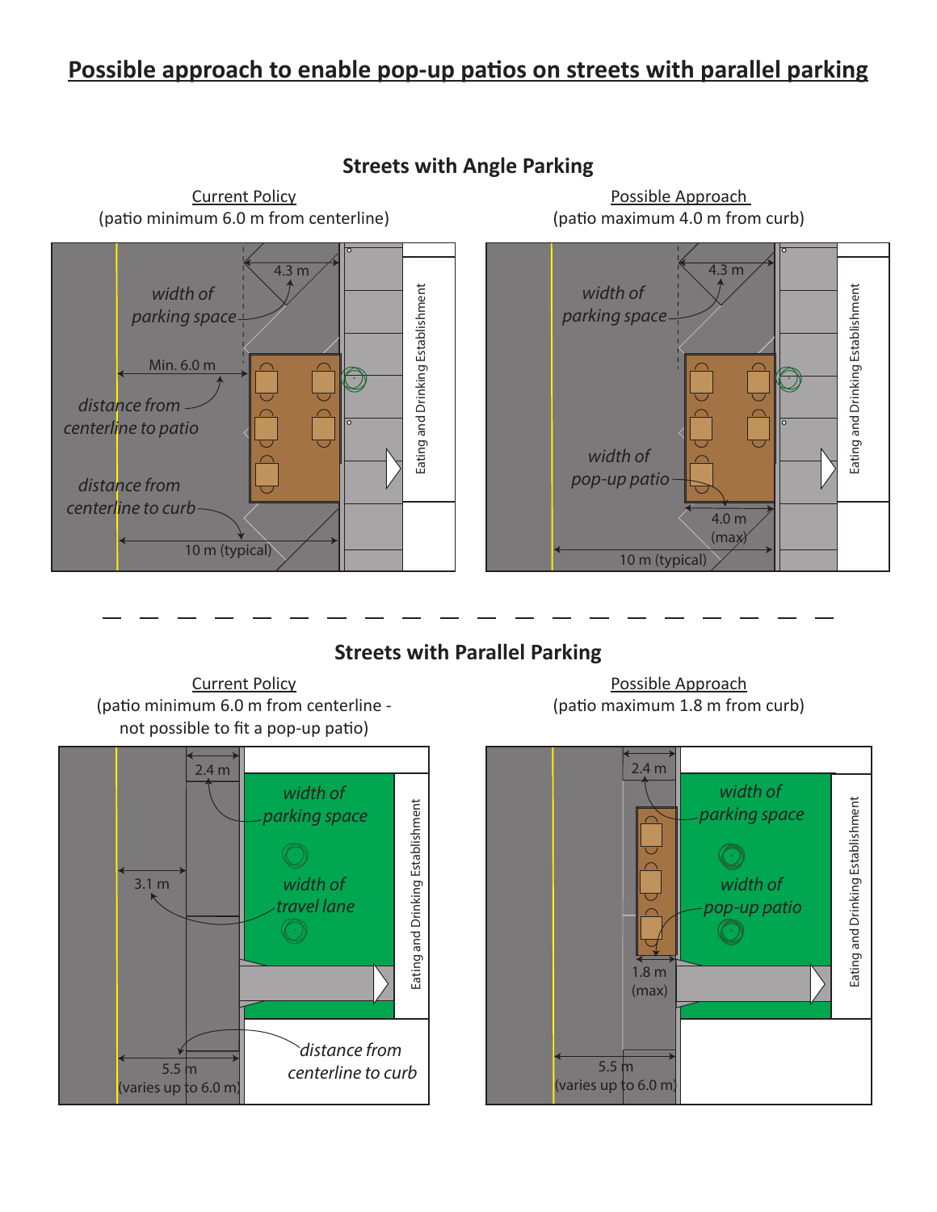# Possible approach to enable pop-up patios on streets with parallel parking

## Streets with Angle Parking

**Current Policy**
(patio minimum 6.0 m from centerline)

4.3 m

*width of parking space*

Min. 6.0 m

*distance from centerline to patio*

*distance from centerline to curb*

10 m (typical)

Eating and Drinking Establishment

**Possible Approach**
(patio maximum 4.0 m from curb)

4.3 m

*width of parking space*

*width of pop-up patio*

4.0 m (max)

10 m (typical)

Eating and Drinking Establishment

## Streets with Parallel Parking

**Current Policy**
(patio minimum 6.0 m from centerline - not possible to fit a pop-up patio)

2.4 m

*width of parking space*

3.1 m

*width of travel lane*

5.5 m (varies up to 6.0 m)

*distance from centerline to curb*

Eating and Drinking Establishment

**Possible Approach**
(patio maximum 1.8 m from curb)

2.4 m

*width of parking space*

*width of pop-up patio*

1.8 m (max)

5.5 m (varies up to 6.0 m)

Eating and Drinking Establishment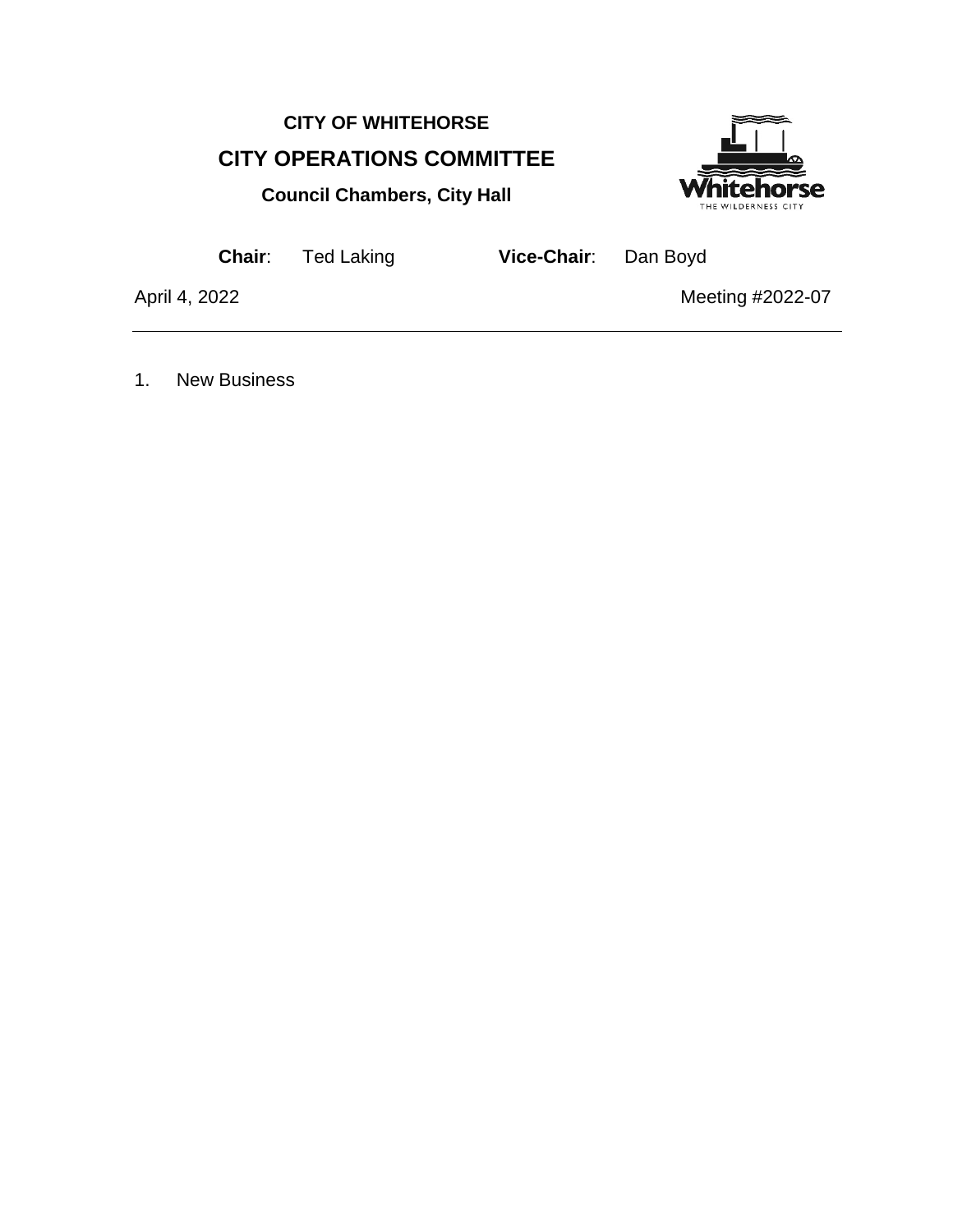**CITY OF WHITEHORSE**

## CITY OPERATIONS COMMITTEE

**Council Chambers, City Hall**

**Chair**: Ted Laking **Vice-Chair**: Dan Boyd

April 4, 2022 Meeting #2022-07

---

1. New Business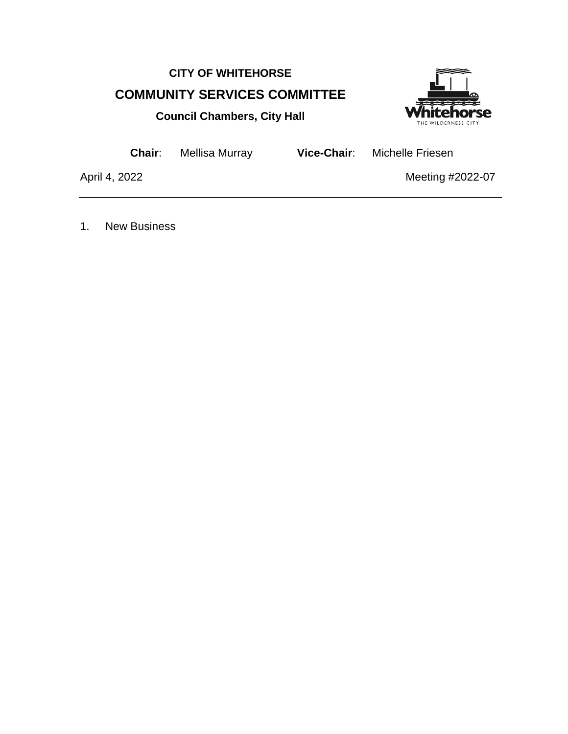**CITY OF WHITEHORSE**

## COMMUNITY SERVICES COMMITTEE

**Council Chambers, City Hall**

**Chair**: Mellisa Murray **Vice-Chair**: Michelle Friesen

April 4, 2022 Meeting #2022-07

---

1. New Business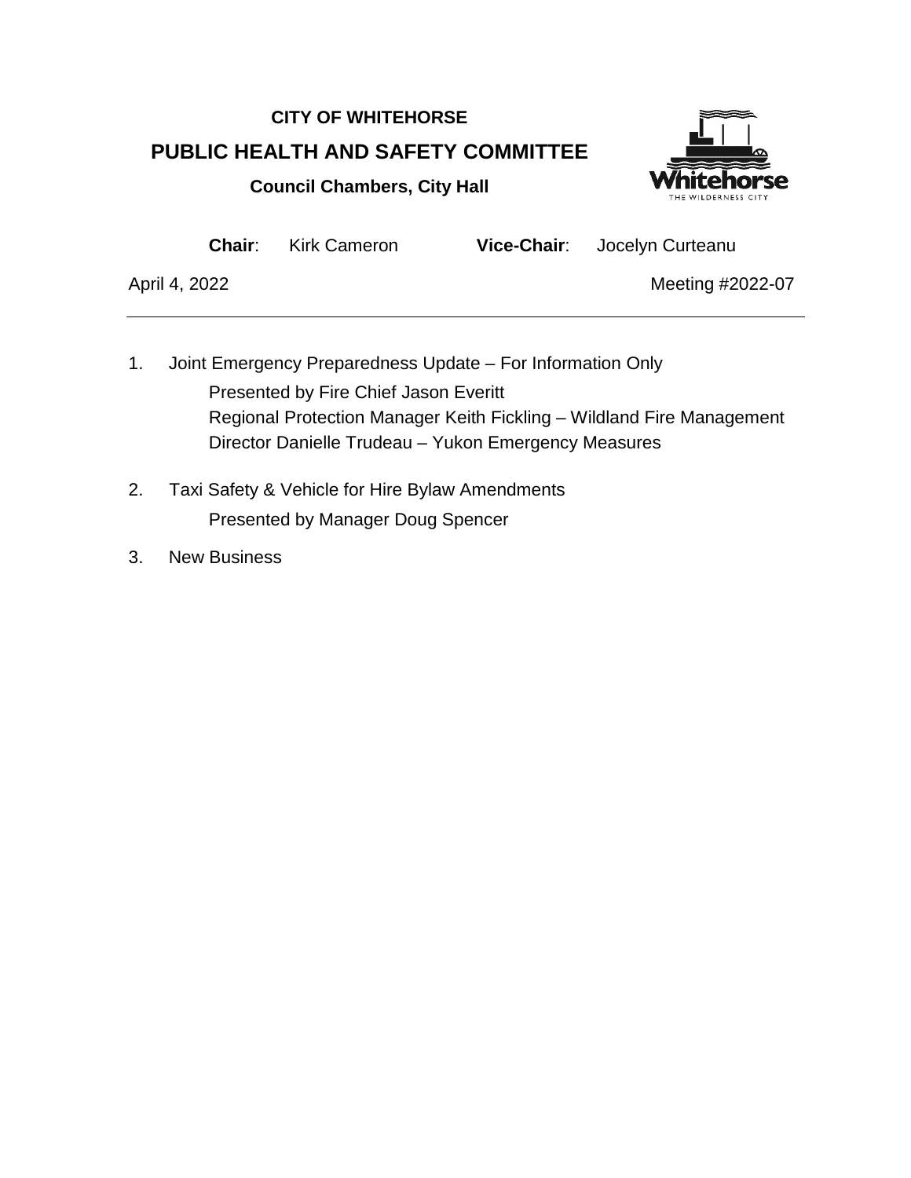**CITY OF WHITEHORSE**

# PUBLIC HEALTH AND SAFETY COMMITTEE

**Council Chambers, City Hall**

**Chair**: Kirk Cameron **Vice-Chair**: Jocelyn Curteanu

April 4, 2022 Meeting #2022-07

---

1. Joint Emergency Preparedness Update – For Information Only
   Presented by Fire Chief Jason Everitt
   Regional Protection Manager Keith Fickling – Wildland Fire Management
   Director Danielle Trudeau – Yukon Emergency Measures

2. Taxi Safety & Vehicle for Hire Bylaw Amendments
   Presented by Manager Doug Spencer

3. New Business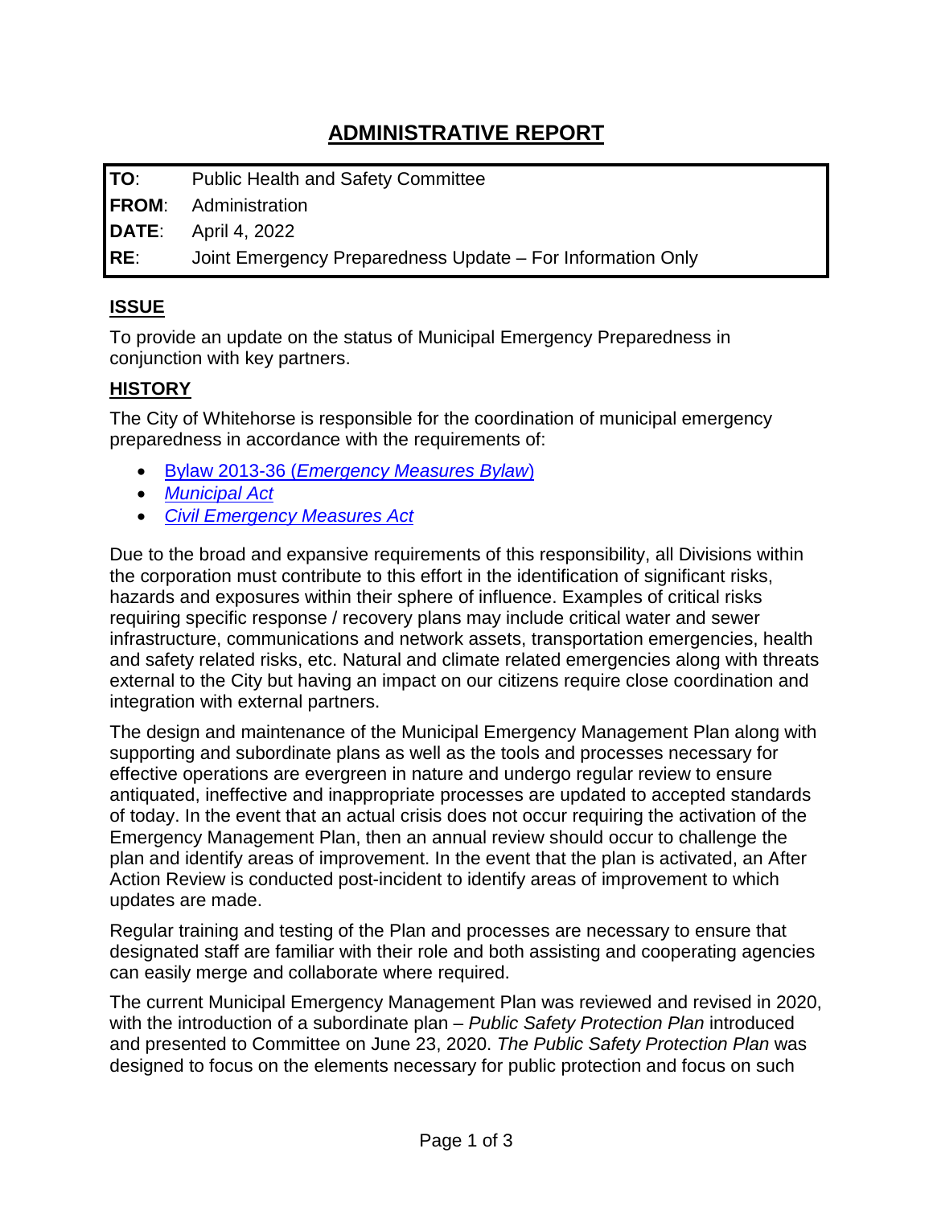# ADMINISTRATIVE REPORT

| | |
|---|---|
| **TO**: | Public Health and Safety Committee |
| **FROM**: | Administration |
| **DATE**: | April 4, 2022 |
| **RE**: | Joint Emergency Preparedness Update – For Information Only |

## ISSUE

To provide an update on the status of Municipal Emergency Preparedness in conjunction with key partners.

## HISTORY

The City of Whitehorse is responsible for the coordination of municipal emergency preparedness in accordance with the requirements of:

- Bylaw 2013-36 (*Emergency Measures Bylaw*)
- *Municipal Act*
- *Civil Emergency Measures Act*

Due to the broad and expansive requirements of this responsibility, all Divisions within the corporation must contribute to this effort in the identification of significant risks, hazards and exposures within their sphere of influence. Examples of critical risks requiring specific response / recovery plans may include critical water and sewer infrastructure, communications and network assets, transportation emergencies, health and safety related risks, etc. Natural and climate related emergencies along with threats external to the City but having an impact on our citizens require close coordination and integration with external partners.

The design and maintenance of the Municipal Emergency Management Plan along with supporting and subordinate plans as well as the tools and processes necessary for effective operations are evergreen in nature and undergo regular review to ensure antiquated, ineffective and inappropriate processes are updated to accepted standards of today. In the event that an actual crisis does not occur requiring the activation of the Emergency Management Plan, then an annual review should occur to challenge the plan and identify areas of improvement. In the event that the plan is activated, an After Action Review is conducted post-incident to identify areas of improvement to which updates are made.

Regular training and testing of the Plan and processes are necessary to ensure that designated staff are familiar with their role and both assisting and cooperating agencies can easily merge and collaborate where required.

The current Municipal Emergency Management Plan was reviewed and revised in 2020, with the introduction of a subordinate plan – *Public Safety Protection Plan* introduced and presented to Committee on June 23, 2020. *The Public Safety Protection Plan* was designed to focus on the elements necessary for public protection and focus on such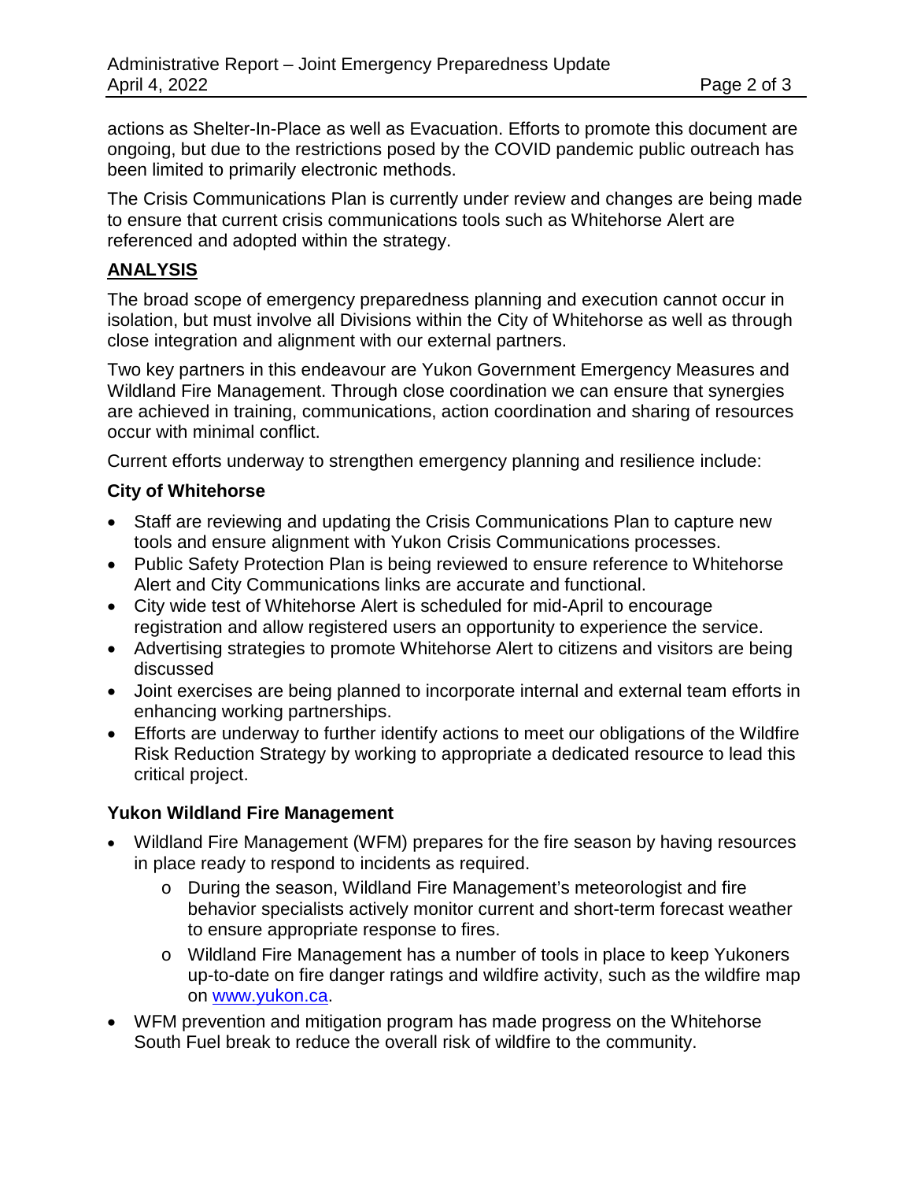actions as Shelter-In-Place as well as Evacuation. Efforts to promote this document are ongoing, but due to the restrictions posed by the COVID pandemic public outreach has been limited to primarily electronic methods.

The Crisis Communications Plan is currently under review and changes are being made to ensure that current crisis communications tools such as Whitehorse Alert are referenced and adopted within the strategy.

## ANALYSIS

The broad scope of emergency preparedness planning and execution cannot occur in isolation, but must involve all Divisions within the City of Whitehorse as well as through close integration and alignment with our external partners.

Two key partners in this endeavour are Yukon Government Emergency Measures and Wildland Fire Management. Through close coordination we can ensure that synergies are achieved in training, communications, action coordination and sharing of resources occur with minimal conflict.

Current efforts underway to strengthen emergency planning and resilience include:

### City of Whitehorse

- Staff are reviewing and updating the Crisis Communications Plan to capture new tools and ensure alignment with Yukon Crisis Communications processes.
- Public Safety Protection Plan is being reviewed to ensure reference to Whitehorse Alert and City Communications links are accurate and functional.
- City wide test of Whitehorse Alert is scheduled for mid-April to encourage registration and allow registered users an opportunity to experience the service.
- Advertising strategies to promote Whitehorse Alert to citizens and visitors are being discussed
- Joint exercises are being planned to incorporate internal and external team efforts in enhancing working partnerships.
- Efforts are underway to further identify actions to meet our obligations of the Wildfire Risk Reduction Strategy by working to appropriate a dedicated resource to lead this critical project.

### Yukon Wildland Fire Management

- Wildland Fire Management (WFM) prepares for the fire season by having resources in place ready to respond to incidents as required.
  - During the season, Wildland Fire Management's meteorologist and fire behavior specialists actively monitor current and short-term forecast weather to ensure appropriate response to fires.
  - Wildland Fire Management has a number of tools in place to keep Yukoners up-to-date on fire danger ratings and wildfire activity, such as the wildfire map on [www.yukon.ca](http://www.yukon.ca).
- WFM prevention and mitigation program has made progress on the Whitehorse South Fuel break to reduce the overall risk of wildfire to the community.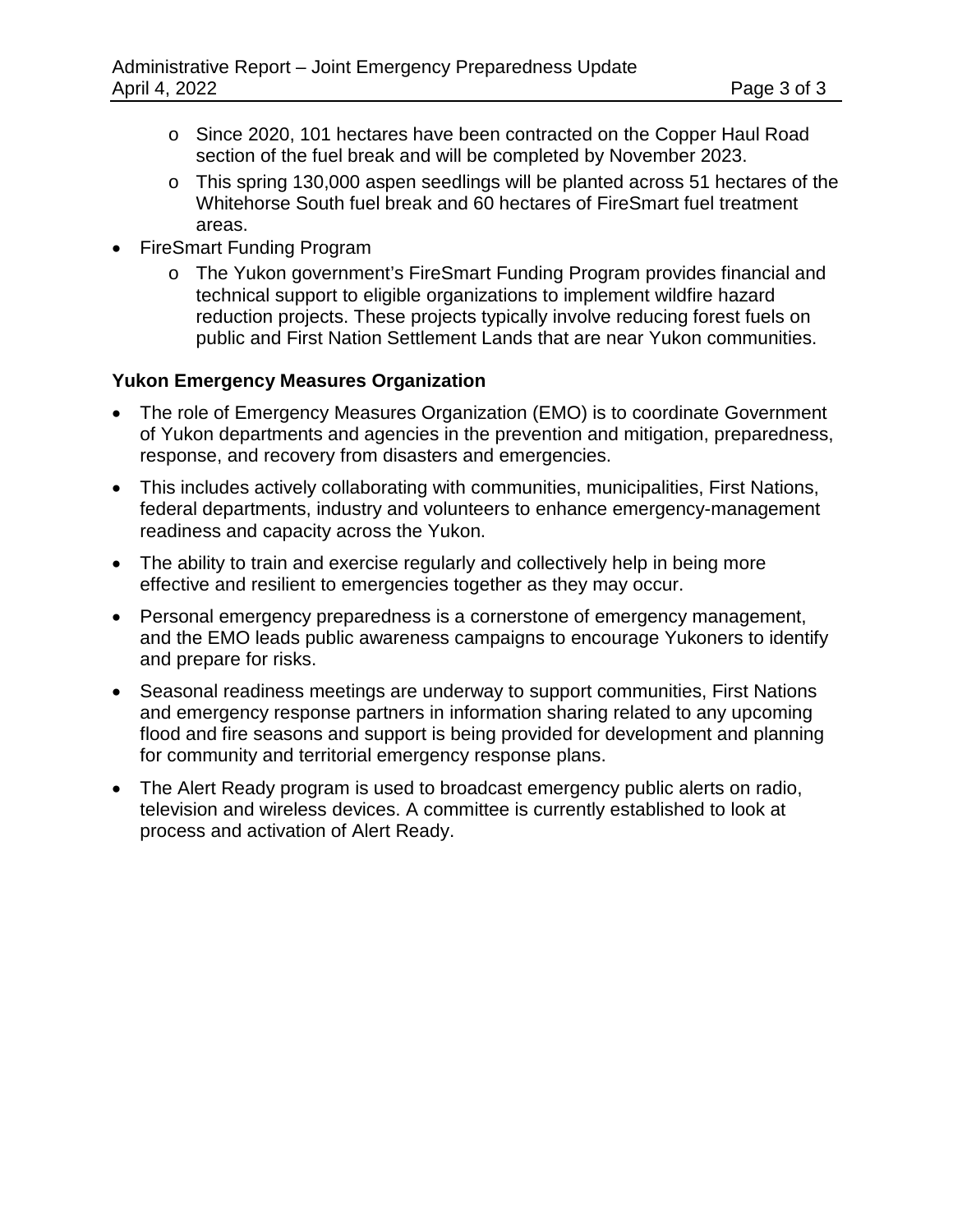- Since 2020, 101 hectares have been contracted on the Copper Haul Road section of the fuel break and will be completed by November 2023.
  - This spring 130,000 aspen seedlings will be planted across 51 hectares of the Whitehorse South fuel break and 60 hectares of FireSmart fuel treatment areas.
- FireSmart Funding Program
  - The Yukon government's FireSmart Funding Program provides financial and technical support to eligible organizations to implement wildfire hazard reduction projects. These projects typically involve reducing forest fuels on public and First Nation Settlement Lands that are near Yukon communities.

**Yukon Emergency Measures Organization**

- The role of Emergency Measures Organization (EMO) is to coordinate Government of Yukon departments and agencies in the prevention and mitigation, preparedness, response, and recovery from disasters and emergencies.
- This includes actively collaborating with communities, municipalities, First Nations, federal departments, industry and volunteers to enhance emergency-management readiness and capacity across the Yukon.
- The ability to train and exercise regularly and collectively help in being more effective and resilient to emergencies together as they may occur.
- Personal emergency preparedness is a cornerstone of emergency management, and the EMO leads public awareness campaigns to encourage Yukoners to identify and prepare for risks.
- Seasonal readiness meetings are underway to support communities, First Nations and emergency response partners in information sharing related to any upcoming flood and fire seasons and support is being provided for development and planning for community and territorial emergency response plans.
- The Alert Ready program is used to broadcast emergency public alerts on radio, television and wireless devices. A committee is currently established to look at process and activation of Alert Ready.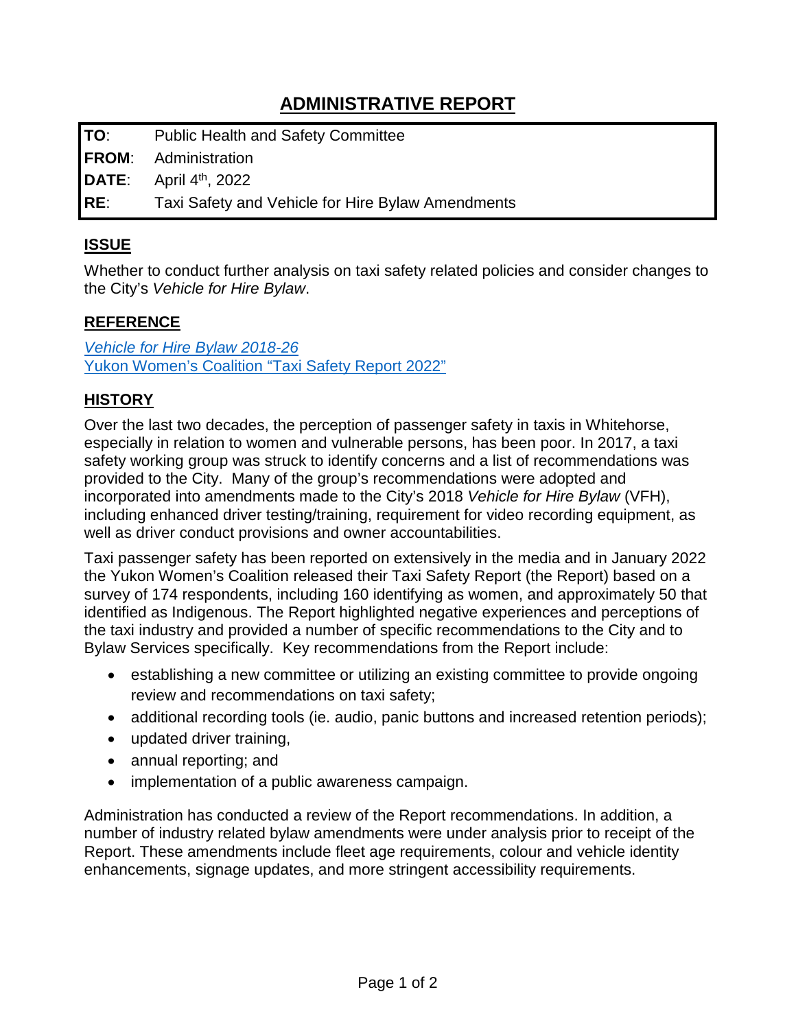# ADMINISTRATIVE REPORT

| | |
|---|---|
| **TO**: | Public Health and Safety Committee |
| **FROM**: | Administration |
| **DATE**: | April 4th, 2022 |
| **RE**: | Taxi Safety and Vehicle for Hire Bylaw Amendments |

## ISSUE

Whether to conduct further analysis on taxi safety related policies and consider changes to the City's *Vehicle for Hire Bylaw*.

## REFERENCE

*Vehicle for Hire Bylaw 2018-26*
Yukon Women's Coalition "Taxi Safety Report 2022"

## HISTORY

Over the last two decades, the perception of passenger safety in taxis in Whitehorse, especially in relation to women and vulnerable persons, has been poor. In 2017, a taxi safety working group was struck to identify concerns and a list of recommendations was provided to the City. Many of the group's recommendations were adopted and incorporated into amendments made to the City's 2018 *Vehicle for Hire Bylaw* (VFH), including enhanced driver testing/training, requirement for video recording equipment, as well as driver conduct provisions and owner accountabilities.

Taxi passenger safety has been reported on extensively in the media and in January 2022 the Yukon Women's Coalition released their Taxi Safety Report (the Report) based on a survey of 174 respondents, including 160 identifying as women, and approximately 50 that identified as Indigenous. The Report highlighted negative experiences and perceptions of the taxi industry and provided a number of specific recommendations to the City and to Bylaw Services specifically. Key recommendations from the Report include:

- establishing a new committee or utilizing an existing committee to provide ongoing review and recommendations on taxi safety;
- additional recording tools (ie. audio, panic buttons and increased retention periods);
- updated driver training,
- annual reporting; and
- implementation of a public awareness campaign.

Administration has conducted a review of the Report recommendations. In addition, a number of industry related bylaw amendments were under analysis prior to receipt of the Report. These amendments include fleet age requirements, colour and vehicle identity enhancements, signage updates, and more stringent accessibility requirements.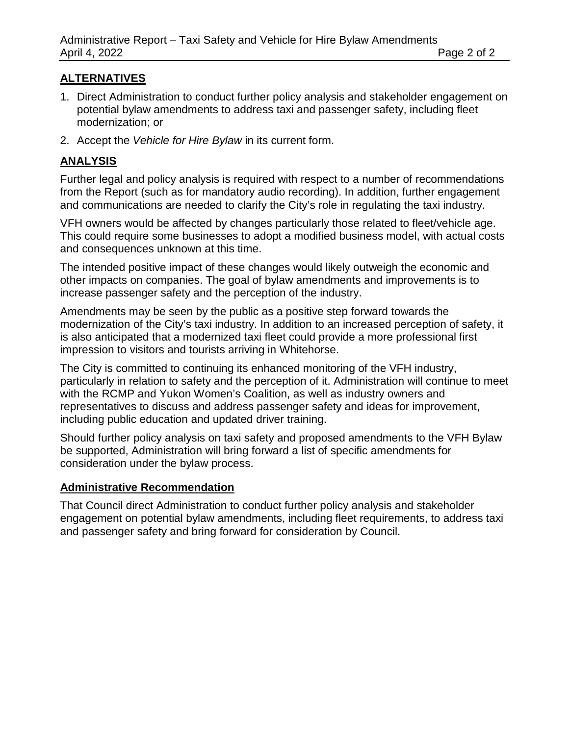## ALTERNATIVES

1. Direct Administration to conduct further policy analysis and stakeholder engagement on potential bylaw amendments to address taxi and passenger safety, including fleet modernization; or
2. Accept the *Vehicle for Hire Bylaw* in its current form.

## ANALYSIS

Further legal and policy analysis is required with respect to a number of recommendations from the Report (such as for mandatory audio recording). In addition, further engagement and communications are needed to clarify the City's role in regulating the taxi industry.

VFH owners would be affected by changes particularly those related to fleet/vehicle age. This could require some businesses to adopt a modified business model, with actual costs and consequences unknown at this time.

The intended positive impact of these changes would likely outweigh the economic and other impacts on companies. The goal of bylaw amendments and improvements is to increase passenger safety and the perception of the industry.

Amendments may be seen by the public as a positive step forward towards the modernization of the City's taxi industry. In addition to an increased perception of safety, it is also anticipated that a modernized taxi fleet could provide a more professional first impression to visitors and tourists arriving in Whitehorse.

The City is committed to continuing its enhanced monitoring of the VFH industry, particularly in relation to safety and the perception of it. Administration will continue to meet with the RCMP and Yukon Women's Coalition, as well as industry owners and representatives to discuss and address passenger safety and ideas for improvement, including public education and updated driver training.

Should further policy analysis on taxi safety and proposed amendments to the VFH Bylaw be supported, Administration will bring forward a list of specific amendments for consideration under the bylaw process.

### Administrative Recommendation

That Council direct Administration to conduct further policy analysis and stakeholder engagement on potential bylaw amendments, including fleet requirements, to address taxi and passenger safety and bring forward for consideration by Council.